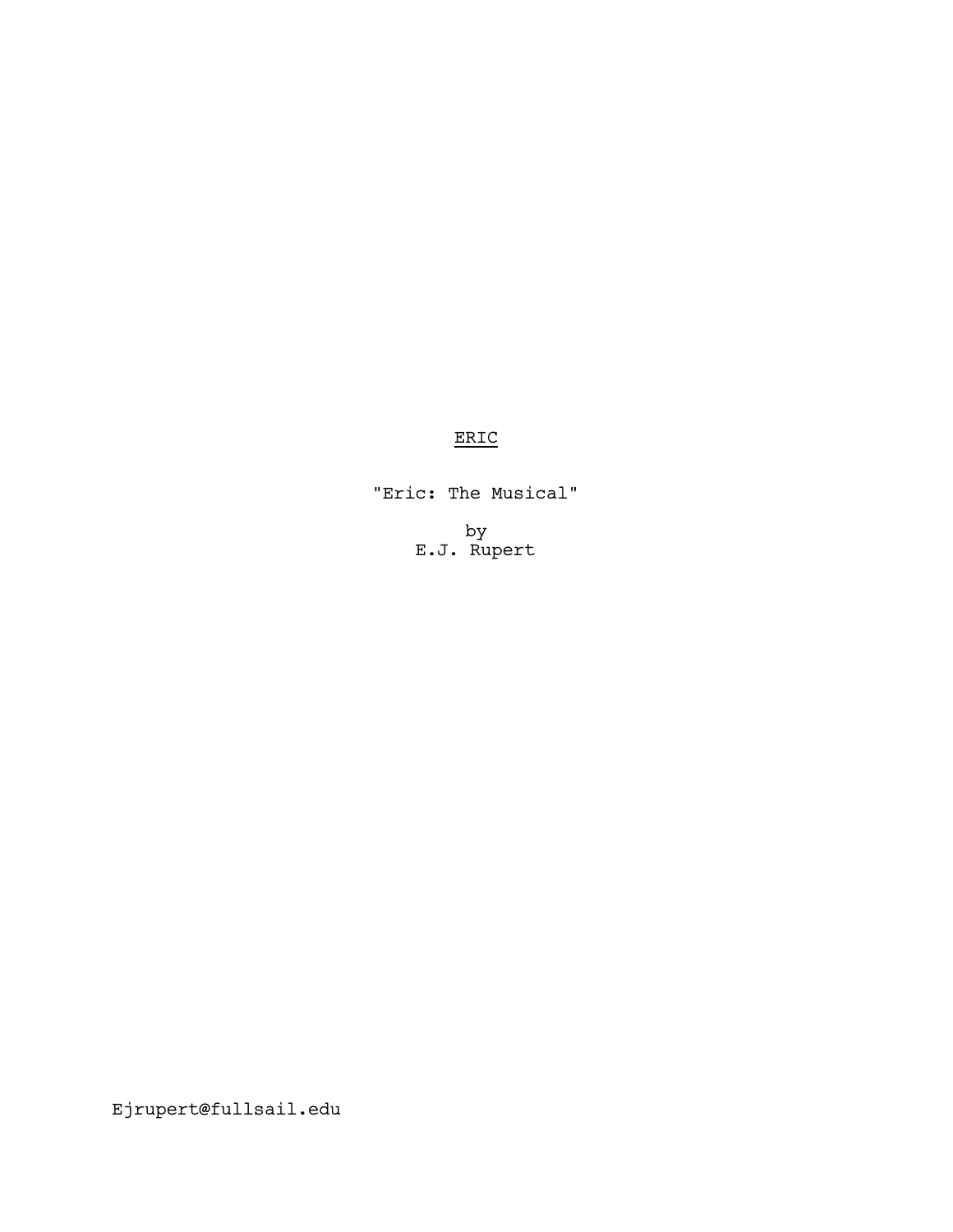# <u>ERIC</u>

"Eric: The Musical"

by
E.J. Rupert

Ejrupert@fullsail.edu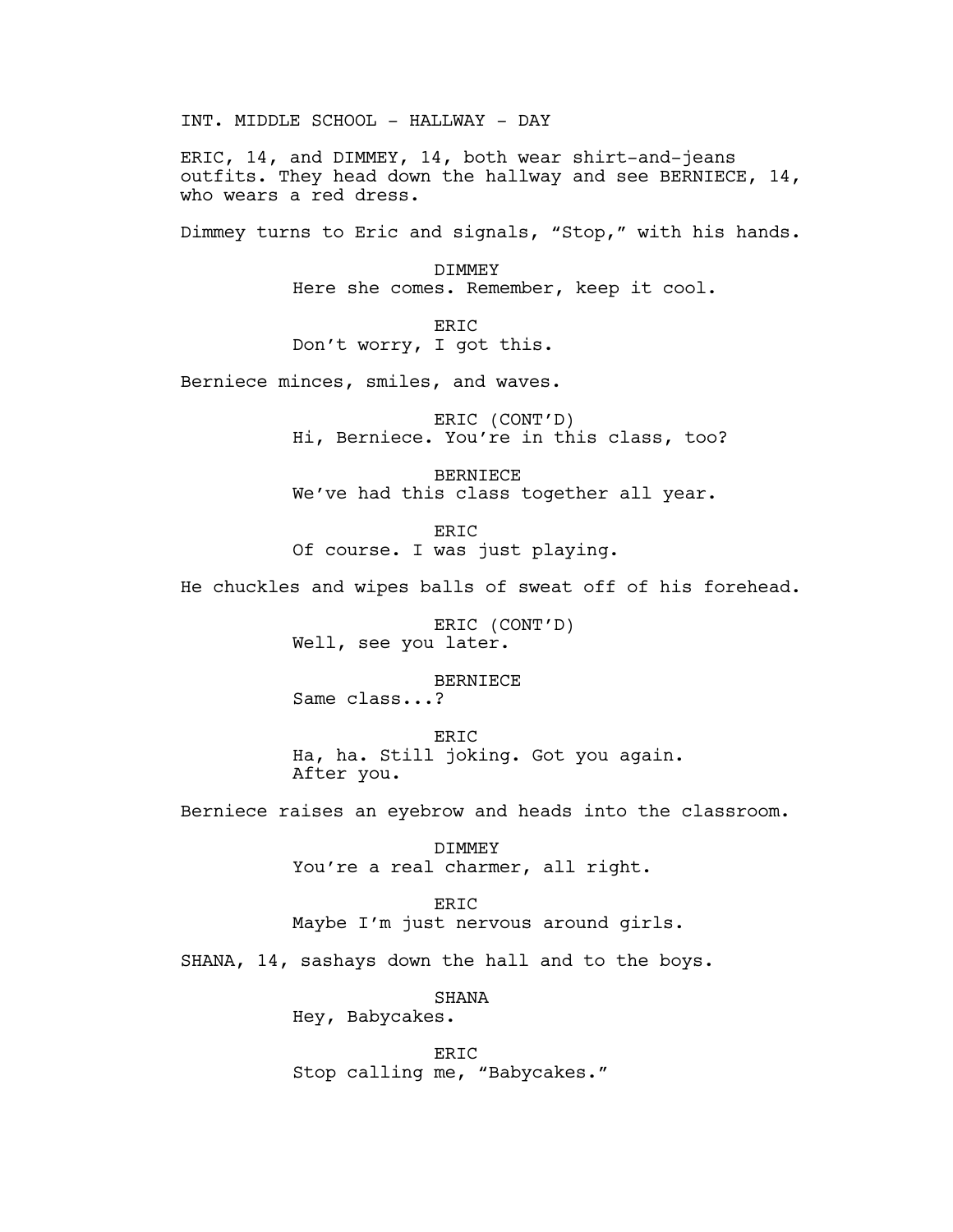INT. MIDDLE SCHOOL - HALLWAY - DAY

ERIC, 14, and DIMMEY, 14, both wear shirt-and-jeans outfits. They head down the hallway and see BERNIECE, 14, who wears a red dress.

Dimmey turns to Eric and signals, “Stop,” with his hands.

DIMMEY
Here she comes. Remember, keep it cool.

ERIC
Don’t worry, I got this.

Berniece minces, smiles, and waves.

ERIC (CONT’D)
Hi, Berniece. You’re in this class, too?

BERNIECE
We’ve had this class together all year.

ERIC
Of course. I was just playing.

He chuckles and wipes balls of sweat off of his forehead.

ERIC (CONT’D)
Well, see you later.

BERNIECE
Same class...?

ERIC
Ha, ha. Still joking. Got you again.
After you.

Berniece raises an eyebrow and heads into the classroom.

DIMMEY
You’re a real charmer, all right.

ERIC
Maybe I’m just nervous around girls.

SHANA, 14, sashays down the hall and to the boys.

SHANA
Hey, Babycakes.

ERIC
Stop calling me, “Babycakes.”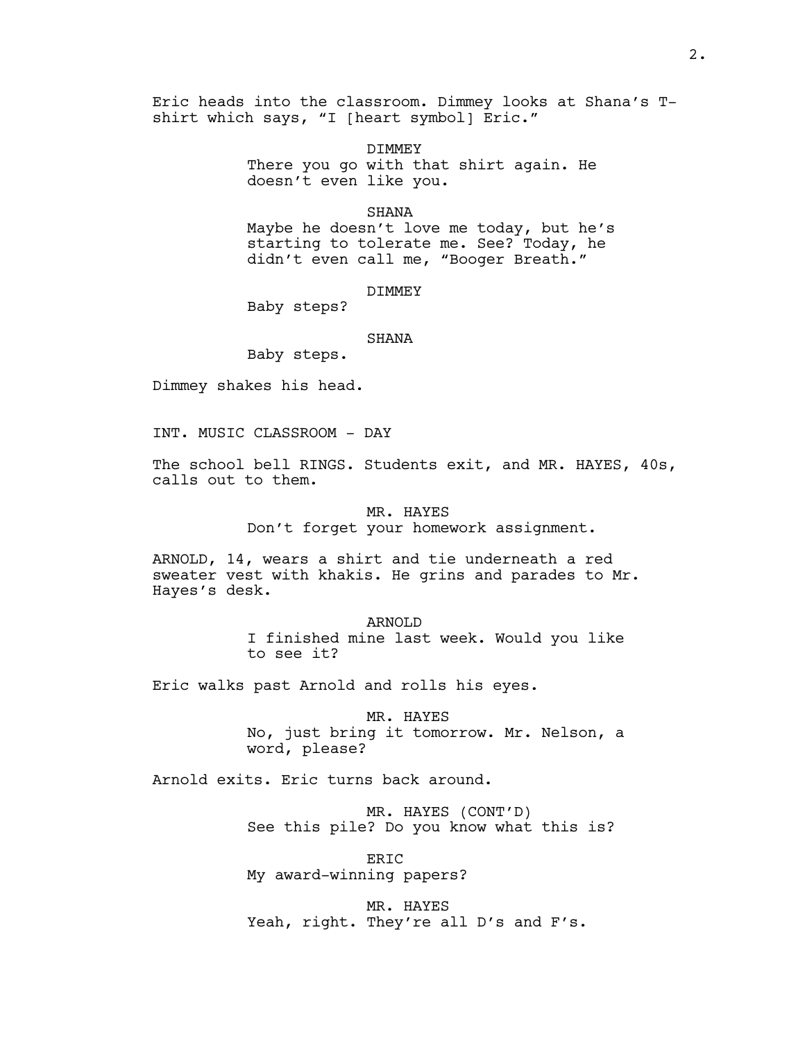Eric heads into the classroom. Dimmey looks at Shana's T-shirt which says, "I [heart symbol] Eric."

DIMMEY
There you go with that shirt again. He doesn't even like you.

SHANA
Maybe he doesn't love me today, but he's starting to tolerate me. See? Today, he didn't even call me, "Booger Breath."

DIMMEY
Baby steps?

SHANA
Baby steps.

Dimmey shakes his head.

INT. MUSIC CLASSROOM - DAY

The school bell RINGS. Students exit, and MR. HAYES, 40s, calls out to them.

MR. HAYES
Don't forget your homework assignment.

ARNOLD, 14, wears a shirt and tie underneath a red sweater vest with khakis. He grins and parades to Mr. Hayes's desk.

ARNOLD
I finished mine last week. Would you like to see it?

Eric walks past Arnold and rolls his eyes.

MR. HAYES
No, just bring it tomorrow. Mr. Nelson, a word, please?

Arnold exits. Eric turns back around.

MR. HAYES (CONT'D)
See this pile? Do you know what this is?

ERIC
My award-winning papers?

MR. HAYES
Yeah, right. They're all D's and F's.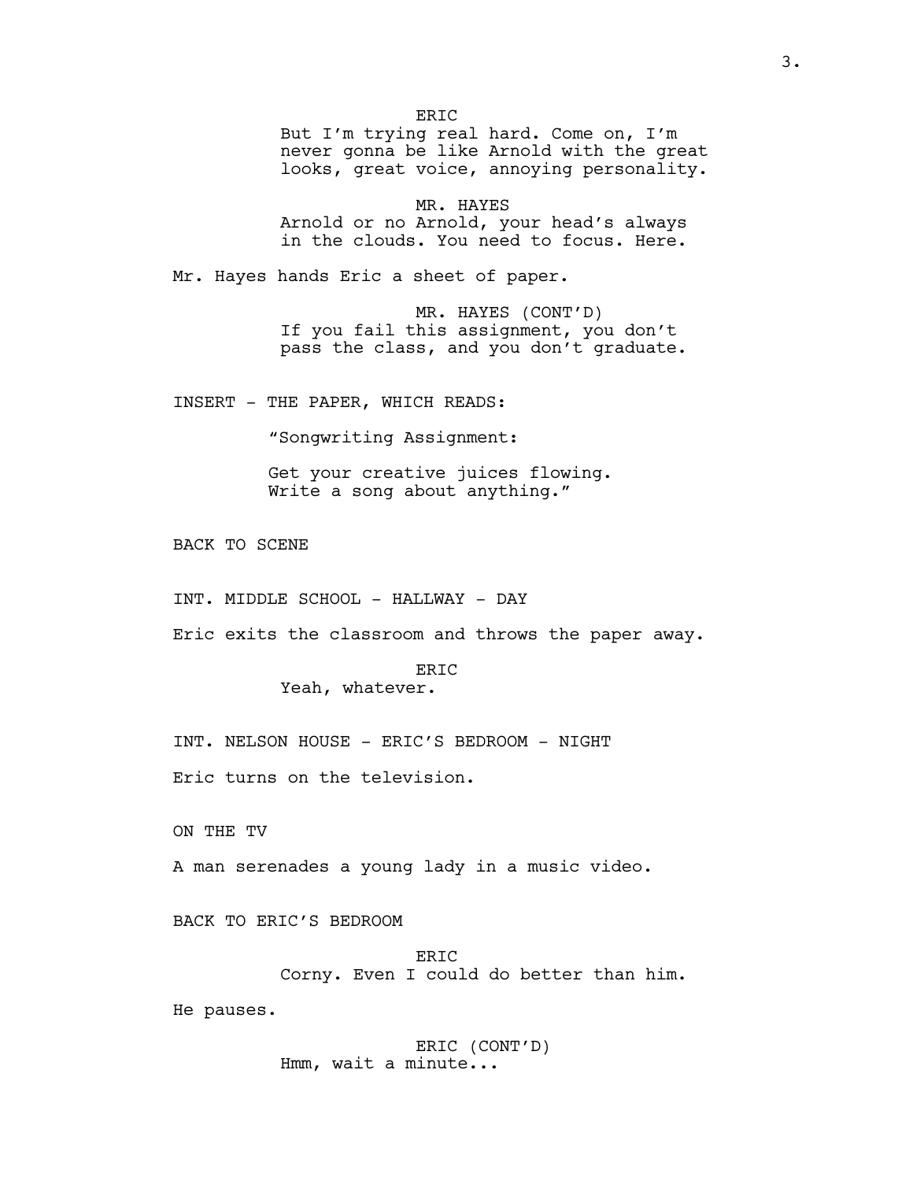ERIC
But I'm trying real hard. Come on, I'm never gonna be like Arnold with the great looks, great voice, annoying personality.

MR. HAYES
Arnold or no Arnold, your head's always in the clouds. You need to focus. Here.

Mr. Hayes hands Eric a sheet of paper.

MR. HAYES (CONT'D)
If you fail this assignment, you don't pass the class, and you don't graduate.

INSERT - THE PAPER, WHICH READS:

"Songwriting Assignment:

Get your creative juices flowing.
Write a song about anything."

BACK TO SCENE

INT. MIDDLE SCHOOL - HALLWAY - DAY

Eric exits the classroom and throws the paper away.

ERIC
Yeah, whatever.

INT. NELSON HOUSE - ERIC'S BEDROOM - NIGHT

Eric turns on the television.

ON THE TV

A man serenades a young lady in a music video.

BACK TO ERIC'S BEDROOM

ERIC
Corny. Even I could do better than him.

He pauses.

ERIC (CONT'D)
Hmm, wait a minute...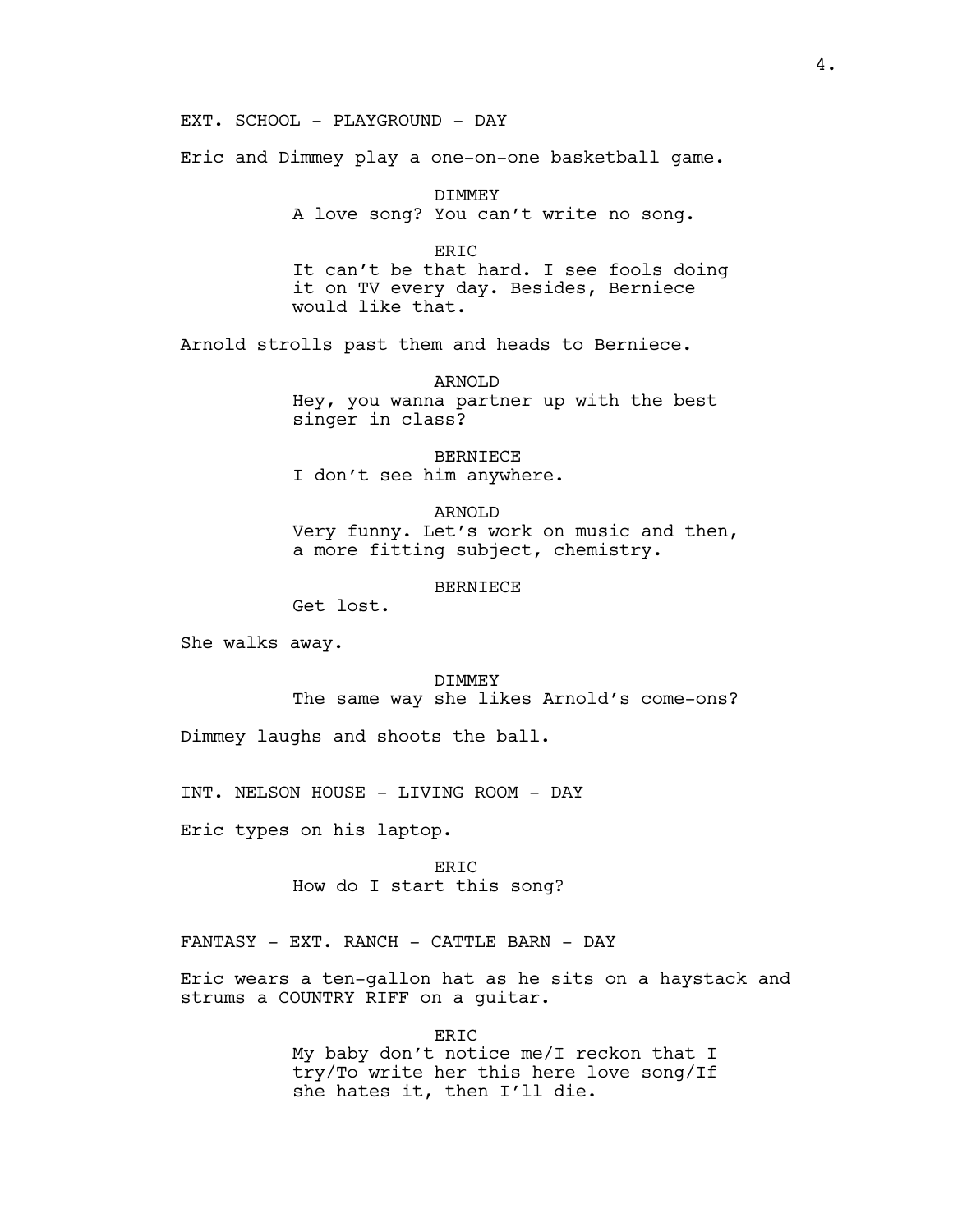EXT. SCHOOL - PLAYGROUND - DAY

Eric and Dimmey play a one-on-one basketball game.

DIMMEY
A love song? You can't write no song.

ERIC
It can't be that hard. I see fools doing it on TV every day. Besides, Berniece would like that.

Arnold strolls past them and heads to Berniece.

ARNOLD
Hey, you wanna partner up with the best singer in class?

BERNIECE
I don't see him anywhere.

ARNOLD
Very funny. Let's work on music and then, a more fitting subject, chemistry.

BERNIECE
Get lost.

She walks away.

DIMMEY
The same way she likes Arnold's come-ons?

Dimmey laughs and shoots the ball.

INT. NELSON HOUSE - LIVING ROOM - DAY

Eric types on his laptop.

ERIC
How do I start this song?

FANTASY - EXT. RANCH - CATTLE BARN - DAY

Eric wears a ten-gallon hat as he sits on a haystack and strums a COUNTRY RIFF on a guitar.

ERIC
My baby don't notice me/I reckon that I try/To write her this here love song/If she hates it, then I'll die.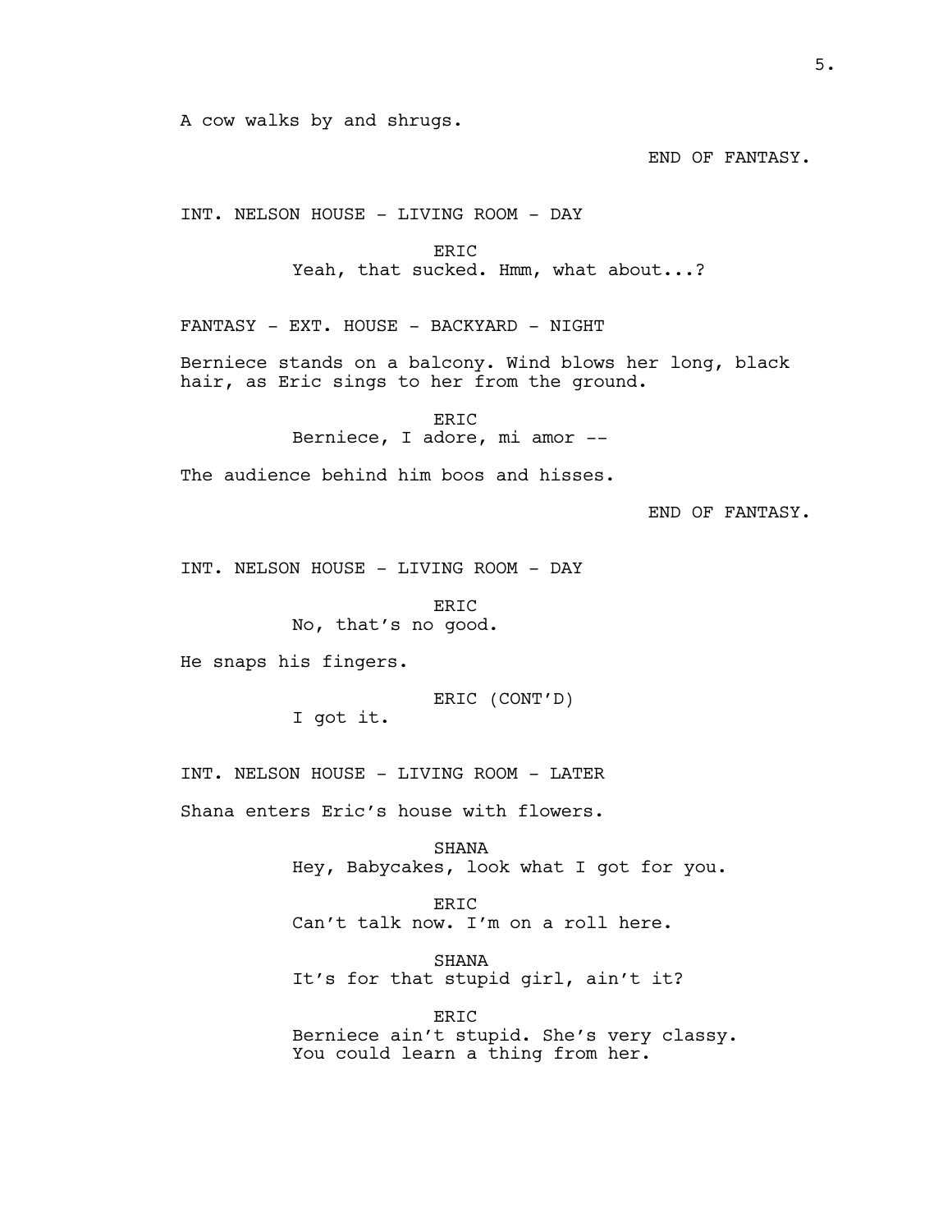A cow walks by and shrugs.

END OF FANTASY.

INT. NELSON HOUSE - LIVING ROOM - DAY

ERIC
Yeah, that sucked. Hmm, what about...?

FANTASY - EXT. HOUSE - BACKYARD - NIGHT

Berniece stands on a balcony. Wind blows her long, black hair, as Eric sings to her from the ground.

ERIC
Berniece, I adore, mi amor --

The audience behind him boos and hisses.

END OF FANTASY.

INT. NELSON HOUSE - LIVING ROOM - DAY

ERIC
No, that's no good.

He snaps his fingers.

ERIC (CONT'D)
I got it.

INT. NELSON HOUSE - LIVING ROOM - LATER

Shana enters Eric's house with flowers.

SHANA
Hey, Babycakes, look what I got for you.

ERIC
Can't talk now. I'm on a roll here.

SHANA
It's for that stupid girl, ain't it?

ERIC
Berniece ain't stupid. She's very classy. You could learn a thing from her.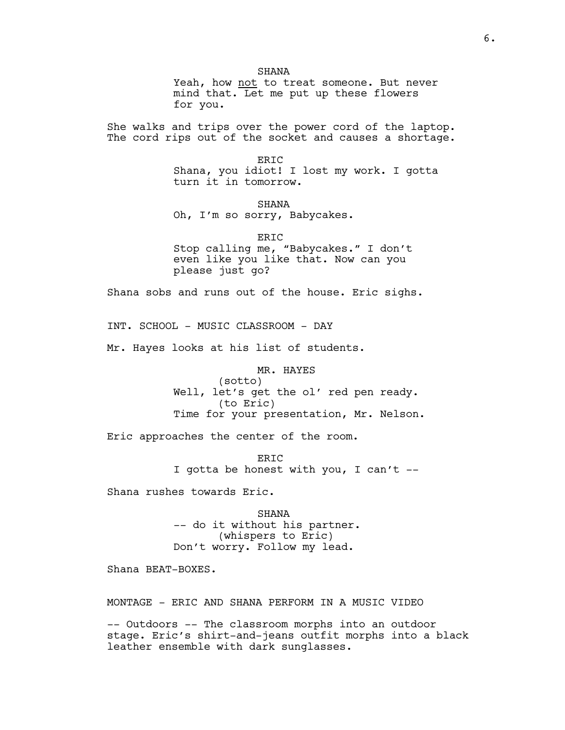SHANA
Yeah, how <u>not</u> to treat someone. But never mind that. Let me put up these flowers for you.

She walks and trips over the power cord of the laptop. The cord rips out of the socket and causes a shortage.

ERIC
Shana, you idiot! I lost my work. I gotta turn it in tomorrow.

SHANA
Oh, I'm so sorry, Babycakes.

ERIC
Stop calling me, "Babycakes." I don't even like you like that. Now can you please just go?

Shana sobs and runs out of the house. Eric sighs.

INT. SCHOOL - MUSIC CLASSROOM - DAY

Mr. Hayes looks at his list of students.

MR. HAYES
(sotto)
Well, let's get the ol' red pen ready.
(to Eric)
Time for your presentation, Mr. Nelson.

Eric approaches the center of the room.

ERIC
I gotta be honest with you, I can't --

Shana rushes towards Eric.

SHANA
-- do it without his partner.
(whispers to Eric)
Don't worry. Follow my lead.

Shana BEAT-BOXES.

MONTAGE - ERIC AND SHANA PERFORM IN A MUSIC VIDEO

-- Outdoors -- The classroom morphs into an outdoor stage. Eric's shirt-and-jeans outfit morphs into a black leather ensemble with dark sunglasses.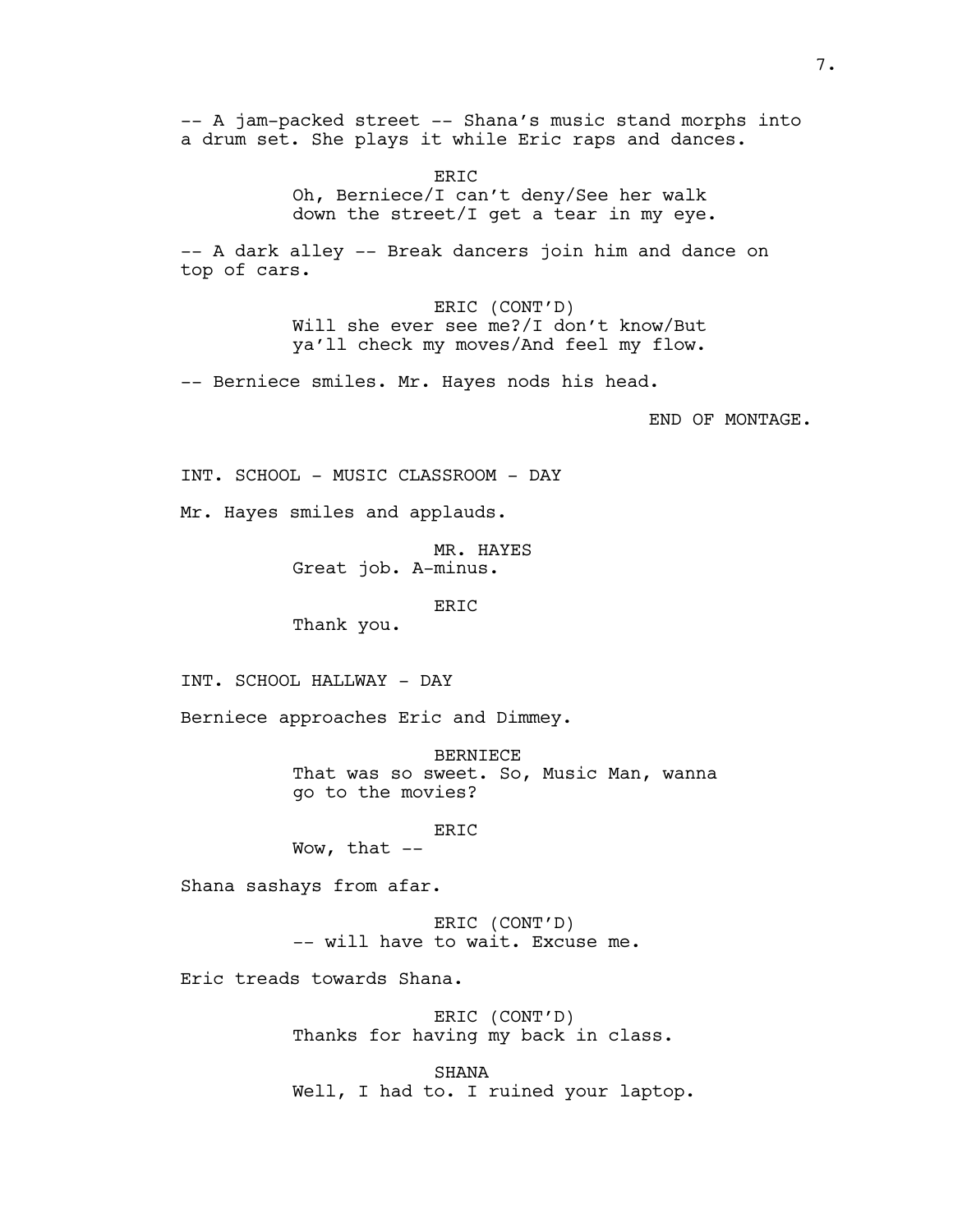-- A jam-packed street -- Shana's music stand morphs into a drum set. She plays it while Eric raps and dances.

ERIC
Oh, Berniece/I can't deny/See her walk down the street/I get a tear in my eye.

-- A dark alley -- Break dancers join him and dance on top of cars.

ERIC (CONT'D)
Will she ever see me?/I don't know/But ya'll check my moves/And feel my flow.

-- Berniece smiles. Mr. Hayes nods his head.

END OF MONTAGE.

INT. SCHOOL - MUSIC CLASSROOM - DAY

Mr. Hayes smiles and applauds.

MR. HAYES
Great job. A-minus.

ERIC
Thank you.

INT. SCHOOL HALLWAY - DAY

Berniece approaches Eric and Dimmey.

BERNIECE
That was so sweet. So, Music Man, wanna go to the movies?

ERIC
Wow, that --

Shana sashays from afar.

ERIC (CONT'D)
-- will have to wait. Excuse me.

Eric treads towards Shana.

ERIC (CONT'D)
Thanks for having my back in class.

SHANA
Well, I had to. I ruined your laptop.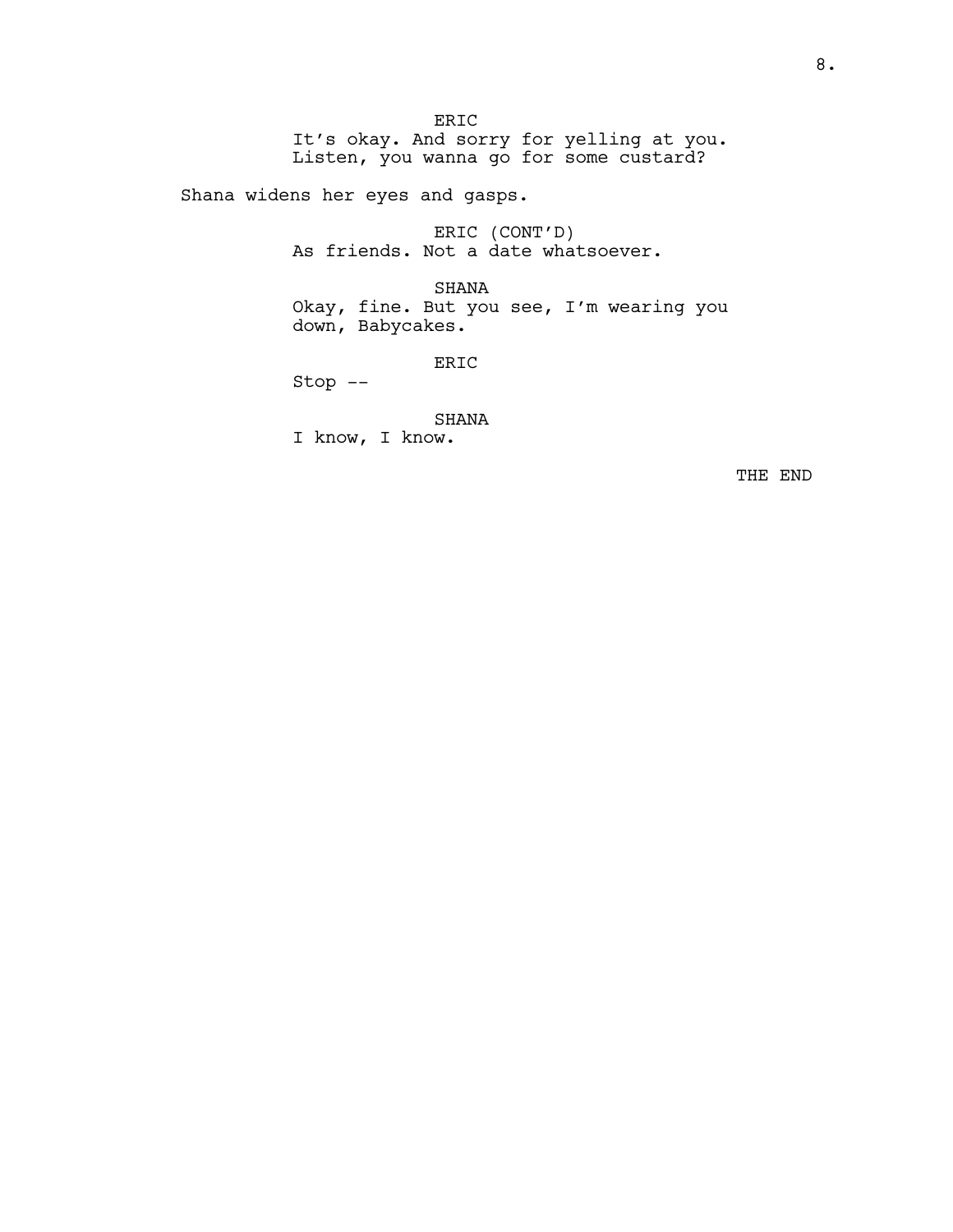ERIC
It's okay. And sorry for yelling at you.
Listen, you wanna go for some custard?

Shana widens her eyes and gasps.

ERIC (CONT'D)
As friends. Not a date whatsoever.

SHANA
Okay, fine. But you see, I'm wearing you
down, Babycakes.

ERIC
Stop --

SHANA
I know, I know.

THE END